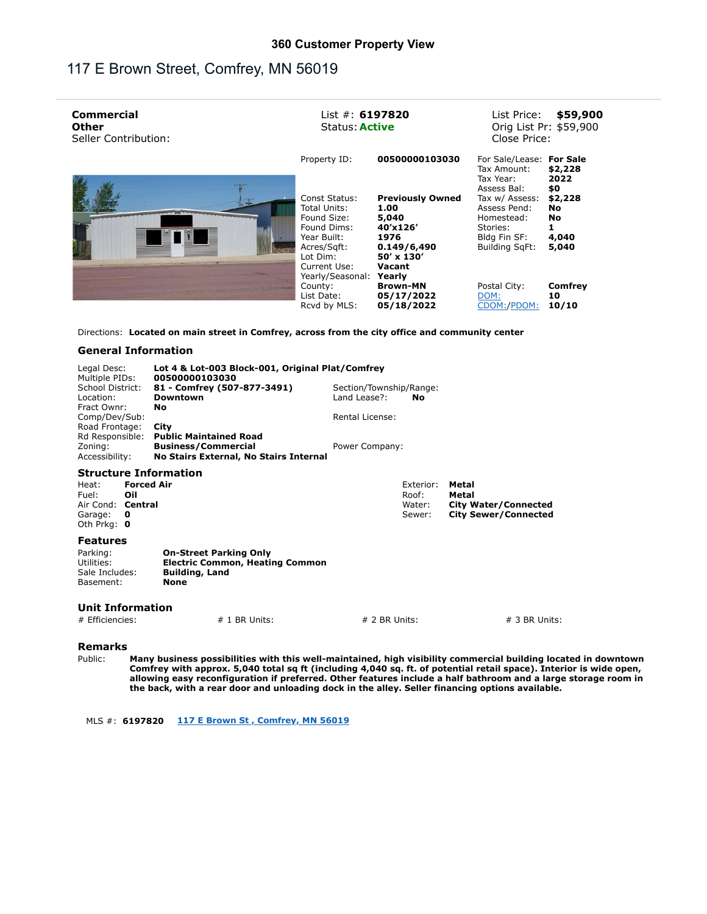# 360 Customer Property View

## 117 E Brown Street, Comfrey, MN 56019

**Commercial**
**Other**
Seller Contribution:

List #: **6197820**
Status: **Active**

List Price: **$59,900**
Orig List Pr: $59,900
Close Price:

| | | | |
|---|---|---|---|
| Property ID: | **00500000103030** | For Sale/Lease: | **For Sale** |
| | | Tax Amount: | **$2,228** |
| | | Tax Year: | **2022** |
| | | Assess Bal: | **$0** |
| Const Status: | **Previously Owned** | Tax w/ Assess: | **$2,228** |
| Total Units: | **1.00** | Assess Pend: | **No** |
| Found Size: | **5,040** | Homestead: | **No** |
| Found Dims: | **40'x126'** | Stories: | **1** |
| Year Built: | **1976** | Bldg Fin SF: | **4,040** |
| Acres/Sqft: | **0.149/6,490** | Building SqFt: | **5,040** |
| Lot Dim: | **50' x 130'** | | |
| Current Use: | **Vacant** | | |
| Yearly/Seasonal: | **Yearly** | | |
| County: | **Brown-MN** | Postal City: | **Comfrey** |
| List Date: | **05/17/2022** | DOM: | **10** |
| Rcvd by MLS: | **05/18/2022** | CDOM:/PDOM: | **10/10** |

Directions: **Located on main street in Comfrey, across from the city office and community center**

### General Information

| | | | |
|---|---|---|---|
| Legal Desc: | **Lot 4 & Lot-003 Block-001, Original Plat/Comfrey** | | |
| Multiple PIDs: | **00500000103030** | | |
| School District: | **81 - Comfrey (507-877-3491)** | Section/Township/Range: | |
| Location: | **Downtown** | Land Lease?: | **No** |
| Fract Ownr: | **No** | | |
| Comp/Dev/Sub: | | Rental License: | |
| Road Frontage: | **City** | | |
| Rd Responsible: | **Public Maintained Road** | | |
| Zoning: | **Business/Commercial** | Power Company: | |
| Accessibility: | **No Stairs External, No Stairs Internal** | | |

### Structure Information

| | | | |
|---|---|---|---|
| Heat: | **Forced Air** | Exterior: | **Metal** |
| Fuel: | **Oil** | Roof: | **Metal** |
| Air Cond: | **Central** | Water: | **City Water/Connected** |
| Garage: | **0** | Sewer: | **City Sewer/Connected** |
| Oth Prkg: | **0** | | |

### Features

| | |
|---|---|
| Parking: | **On-Street Parking Only** |
| Utilities: | **Electric Common, Heating Common** |
| Sale Includes: | **Building, Land** |
| Basement: | **None** |

### Unit Information

| # Efficiencies: | # 1 BR Units: | # 2 BR Units: | # 3 BR Units: |
|---|---|---|---|

### Remarks

Public: **Many business possibilities with this well-maintained, high visibility commercial building located in downtown Comfrey with approx. 5,040 total sq ft (including 4,040 sq. ft. of potential retail space). Interior is wide open, allowing easy reconfiguration if preferred. Other features include a half bathroom and a large storage room in the back, with a rear door and unloading dock in the alley. Seller financing options available.**

MLS #: **6197820** 117 E Brown St , Comfrey, MN 56019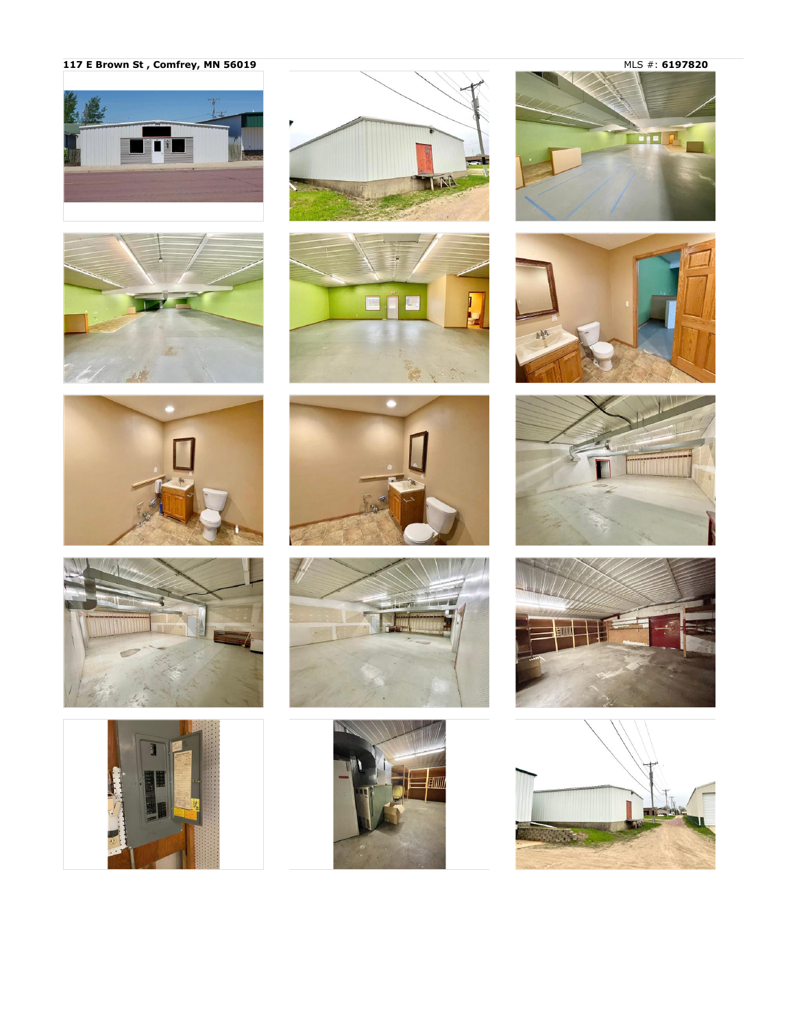**117 E Brown St , Comfrey, MN 56019**

MLS #: **6197820**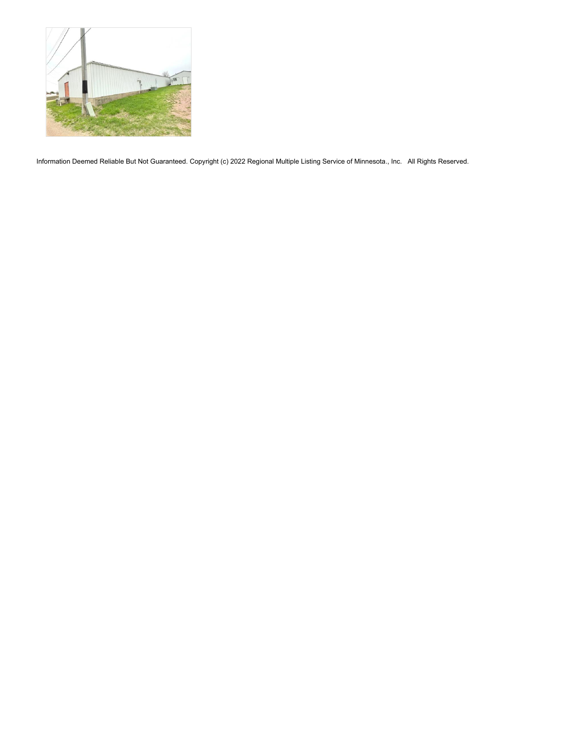Information Deemed Reliable But Not Guaranteed. Copyright (c) 2022 Regional Multiple Listing Service of Minnesota., Inc.   All Rights Reserved.